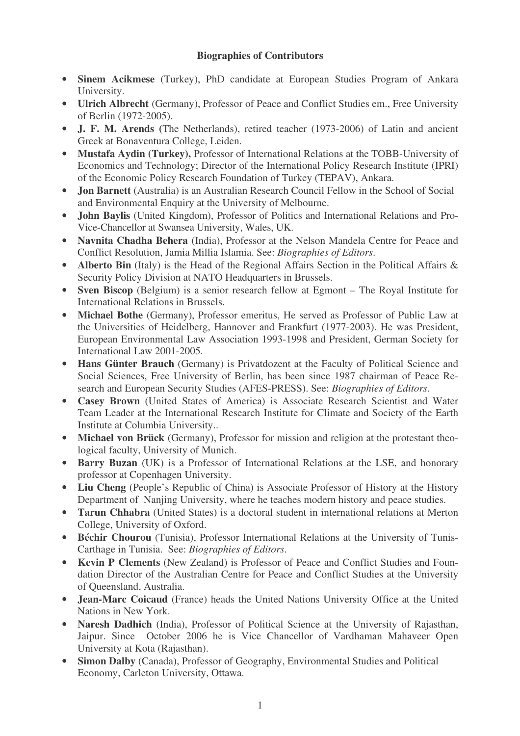**Biographies of Contributors**

- **Sinem Acikmese** (Turkey), PhD candidate at European Studies Program of Ankara University.
- **Ulrich Albrecht** (Germany), Professor of Peace and Conflict Studies em., Free University of Berlin (1972-2005).
- **J. F. M. Arends (**The Netherlands), retired teacher (1973-2006) of Latin and ancient Greek at Bonaventura College, Leiden.
- **Mustafa Aydin (Turkey),** Professor of International Relations at the TOBB-University of Economics and Technology; Director of the International Policy Research Institute (IPRI) of the Economic Policy Research Foundation of Turkey (TEPAV), Ankara.
- **Jon Barnett** (Australia) is an Australian Research Council Fellow in the School of Social and Environmental Enquiry at the University of Melbourne.
- **John Baylis** (United Kingdom), Professor of Politics and International Relations and Pro-Vice-Chancellor at Swansea University, Wales, UK.
- **Navnita Chadha Behera** (India), Professor at the Nelson Mandela Centre for Peace and Conflict Resolution, Jamia Millia Islamia. See: *Biographies of Editors*.
- **Alberto Bin** (Italy) is the Head of the Regional Affairs Section in the Political Affairs & Security Policy Division at NATO Headquarters in Brussels.
- **Sven Biscop** (Belgium) is a senior research fellow at Egmont – The Royal Institute for International Relations in Brussels.
- **Michael Bothe** (Germany), Professor emeritus, He served as Professor of Public Law at the Universities of Heidelberg, Hannover and Frankfurt (1977-2003). He was President, European Environmental Law Association 1993-1998 and President, German Society for International Law 2001-2005.
- **Hans Günter Brauch** (Germany) is Privatdozent at the Faculty of Political Science and Social Sciences, Free University of Berlin, has been since 1987 chairman of Peace Research and European Security Studies (AFES-PRESS). See: *Biographies of Editors*.
- **Casey Brown** (United States of America) is Associate Research Scientist and Water Team Leader at the International Research Institute for Climate and Society of the Earth Institute at Columbia University..
- **Michael von Brück** (Germany), Professor for mission and religion at the protestant theological faculty, University of Munich.
- **Barry Buzan** (UK) is a Professor of International Relations at the LSE, and honorary professor at Copenhagen University.
- **Liu Cheng** (People's Republic of China) is Associate Professor of History at the History Department of Nanjing University, where he teaches modern history and peace studies.
- **Tarun Chhabra** (United States) is a doctoral student in international relations at Merton College, University of Oxford.
- **Béchir Chourou** (Tunisia), Professor International Relations at the University of Tunis-Carthage in Tunisia. See: *Biographies of Editors*.
- **Kevin P Clements** (New Zealand) is Professor of Peace and Conflict Studies and Foundation Director of the Australian Centre for Peace and Conflict Studies at the University of Queensland, Australia.
- **Jean-Marc Coicaud** (France) heads the United Nations University Office at the United Nations in New York.
- **Naresh Dadhich** (India), Professor of Political Science at the University of Rajasthan, Jaipur. Since October 2006 he is Vice Chancellor of Vardhaman Mahaveer Open University at Kota (Rajasthan).
- **Simon Dalby** (Canada), Professor of Geography, Environmental Studies and Political Economy, Carleton University, Ottawa.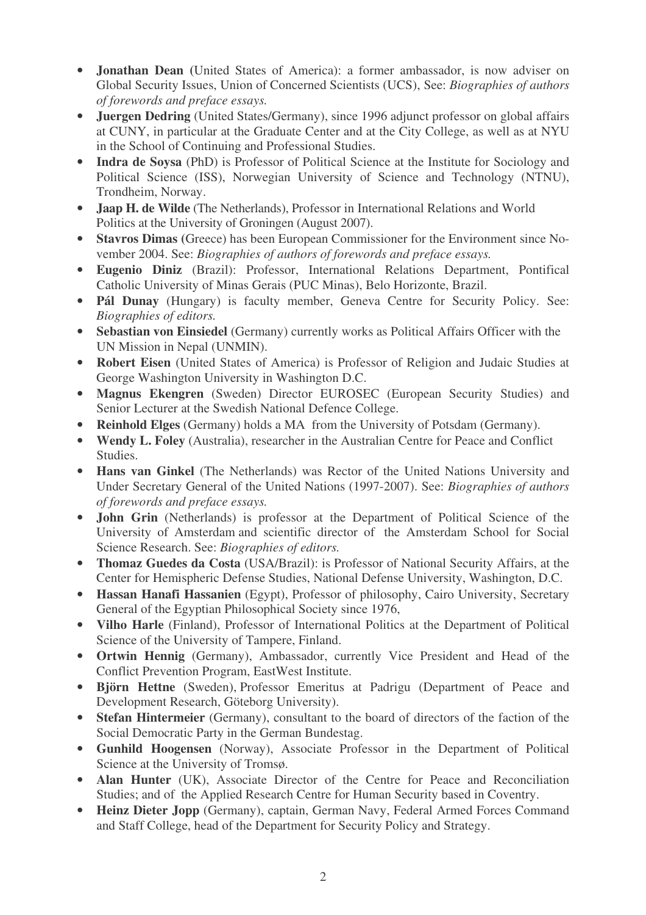- **Jonathan Dean** (United States of America): a former ambassador, is now adviser on Global Security Issues, Union of Concerned Scientists (UCS), See: *Biographies of authors of forewords and preface essays.*
- **Juergen Dedring** (United States/Germany), since 1996 adjunct professor on global affairs at CUNY, in particular at the Graduate Center and at the City College, as well as at NYU in the School of Continuing and Professional Studies.
- **Indra de Soysa** (PhD) is Professor of Political Science at the Institute for Sociology and Political Science (ISS), Norwegian University of Science and Technology (NTNU), Trondheim, Norway.
- **Jaap H. de Wilde** (The Netherlands), Professor in International Relations and World Politics at the University of Groningen (August 2007).
- **Stavros Dimas** (Greece) has been European Commissioner for the Environment since November 2004. See: *Biographies of authors of forewords and preface essays.*
- **Eugenio Diniz** (Brazil): Professor, International Relations Department, Pontifical Catholic University of Minas Gerais (PUC Minas), Belo Horizonte, Brazil.
- **Pál Dunay** (Hungary) is faculty member, Geneva Centre for Security Policy. See: *Biographies of editors.*
- **Sebastian von Einsiedel** (Germany) currently works as Political Affairs Officer with the UN Mission in Nepal (UNMIN).
- **Robert Eisen** (United States of America) is Professor of Religion and Judaic Studies at George Washington University in Washington D.C.
- **Magnus Ekengren** (Sweden) Director EUROSEC (European Security Studies) and Senior Lecturer at the Swedish National Defence College.
- **Reinhold Elges** (Germany) holds a MA from the University of Potsdam (Germany).
- **Wendy L. Foley** (Australia), researcher in the Australian Centre for Peace and Conflict Studies.
- **Hans van Ginkel** (The Netherlands) was Rector of the United Nations University and Under Secretary General of the United Nations (1997-2007). See: *Biographies of authors of forewords and preface essays.*
- **John Grin** (Netherlands) is professor at the Department of Political Science of the University of Amsterdam and scientific director of the Amsterdam School for Social Science Research. See: *Biographies of editors.*
- **Thomaz Guedes da Costa** (USA/Brazil): is Professor of National Security Affairs, at the Center for Hemispheric Defense Studies, National Defense University, Washington, D.C.
- **Hassan Hanafi Hassanien** (Egypt), Professor of philosophy, Cairo University, Secretary General of the Egyptian Philosophical Society since 1976,
- **Vilho Harle** (Finland), Professor of International Politics at the Department of Political Science of the University of Tampere, Finland.
- **Ortwin Hennig** (Germany), Ambassador, currently Vice President and Head of the Conflict Prevention Program, EastWest Institute.
- **Björn Hettne** (Sweden), Professor Emeritus at Padrigu (Department of Peace and Development Research, Göteborg University).
- **Stefan Hintermeier** (Germany), consultant to the board of directors of the faction of the Social Democratic Party in the German Bundestag.
- **Gunhild Hoogensen** (Norway), Associate Professor in the Department of Political Science at the University of Tromsø.
- **Alan Hunter** (UK), Associate Director of the Centre for Peace and Reconciliation Studies; and of the Applied Research Centre for Human Security based in Coventry.
- **Heinz Dieter Jopp** (Germany), captain, German Navy, Federal Armed Forces Command and Staff College, head of the Department for Security Policy and Strategy.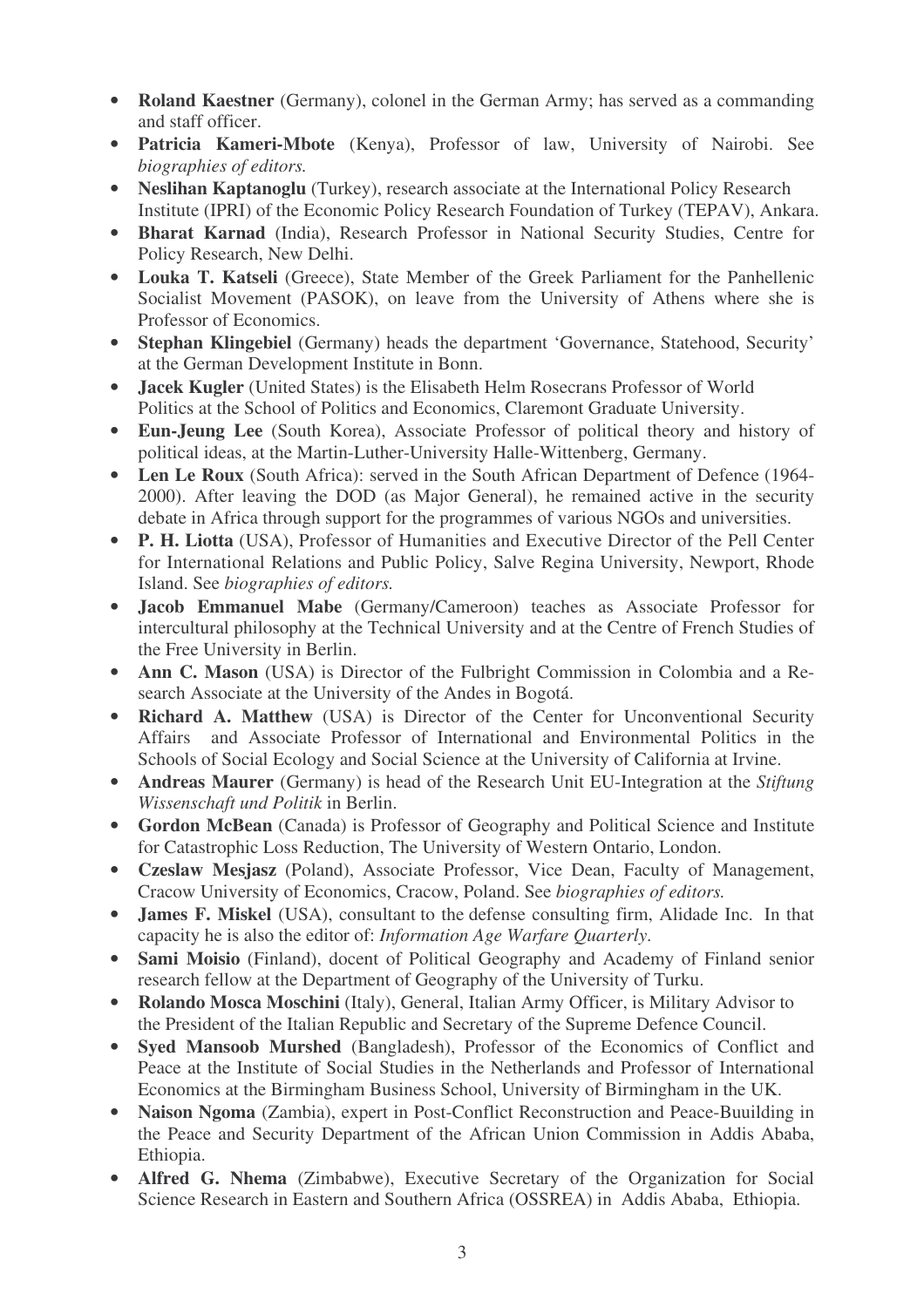- **Roland Kaestner** (Germany), colonel in the German Army; has served as a commanding and staff officer.
- **Patricia Kameri-Mbote** (Kenya), Professor of law, University of Nairobi. See *biographies of editors.*
- **Neslihan Kaptanoglu** (Turkey), research associate at the International Policy Research Institute (IPRI) of the Economic Policy Research Foundation of Turkey (TEPAV), Ankara.
- **Bharat Karnad** (India), Research Professor in National Security Studies, Centre for Policy Research, New Delhi.
- **Louka T. Katseli** (Greece), State Member of the Greek Parliament for the Panhellenic Socialist Movement (PASOK), on leave from the University of Athens where she is Professor of Economics.
- **Stephan Klingebiel** (Germany) heads the department 'Governance, Statehood, Security' at the German Development Institute in Bonn.
- **Jacek Kugler** (United States) is the Elisabeth Helm Rosecrans Professor of World Politics at the School of Politics and Economics, Claremont Graduate University.
- **Eun-Jeung Lee** (South Korea), Associate Professor of political theory and history of political ideas, at the Martin-Luther-University Halle-Wittenberg, Germany.
- **Len Le Roux** (South Africa): served in the South African Department of Defence (1964-2000). After leaving the DOD (as Major General), he remained active in the security debate in Africa through support for the programmes of various NGOs and universities.
- **P. H. Liotta** (USA), Professor of Humanities and Executive Director of the Pell Center for International Relations and Public Policy, Salve Regina University, Newport, Rhode Island. See *biographies of editors.*
- **Jacob Emmanuel Mabe** (Germany/Cameroon) teaches as Associate Professor for intercultural philosophy at the Technical University and at the Centre of French Studies of the Free University in Berlin.
- **Ann C. Mason** (USA) is Director of the Fulbright Commission in Colombia and a Research Associate at the University of the Andes in Bogotá.
- **Richard A. Matthew** (USA) is Director of the Center for Unconventional Security Affairs and Associate Professor of International and Environmental Politics in the Schools of Social Ecology and Social Science at the University of California at Irvine.
- **Andreas Maurer** (Germany) is head of the Research Unit EU-Integration at the *Stiftung Wissenschaft und Politik* in Berlin.
- **Gordon McBean** (Canada) is Professor of Geography and Political Science and Institute for Catastrophic Loss Reduction, The University of Western Ontario, London.
- **Czeslaw Mesjasz** (Poland), Associate Professor, Vice Dean, Faculty of Management, Cracow University of Economics, Cracow, Poland. See *biographies of editors.*
- **James F. Miskel** (USA), consultant to the defense consulting firm, Alidade Inc. In that capacity he is also the editor of: *Information Age Warfare Quarterly*.
- **Sami Moisio** (Finland), docent of Political Geography and Academy of Finland senior research fellow at the Department of Geography of the University of Turku.
- **Rolando Mosca Moschini** (Italy), General, Italian Army Officer, is Military Advisor to the President of the Italian Republic and Secretary of the Supreme Defence Council.
- **Syed Mansoob Murshed** (Bangladesh), Professor of the Economics of Conflict and Peace at the Institute of Social Studies in the Netherlands and Professor of International Economics at the Birmingham Business School, University of Birmingham in the UK.
- **Naison Ngoma** (Zambia), expert in Post-Conflict Reconstruction and Peace-Buuilding in the Peace and Security Department of the African Union Commission in Addis Ababa, Ethiopia.
- **Alfred G. Nhema** (Zimbabwe), Executive Secretary of the Organization for Social Science Research in Eastern and Southern Africa (OSSREA) in Addis Ababa, Ethiopia.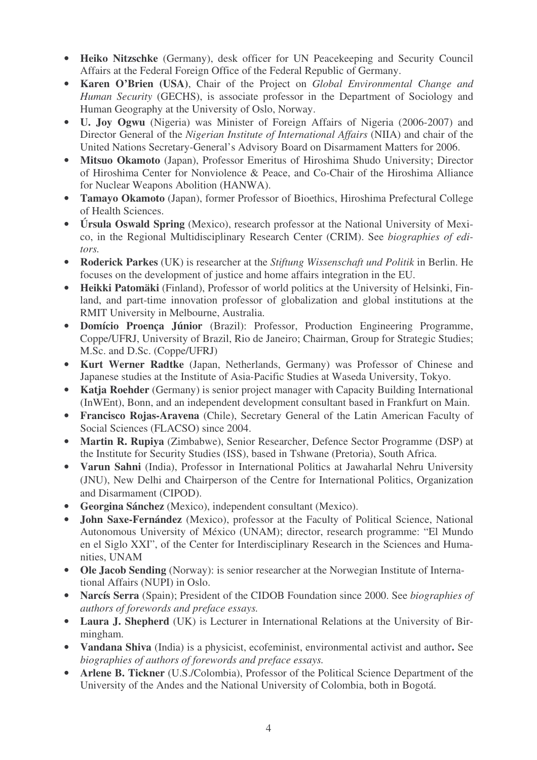- **Heiko Nitzschke** (Germany), desk officer for UN Peacekeeping and Security Council Affairs at the Federal Foreign Office of the Federal Republic of Germany.
- **Karen O'Brien (USA)**, Chair of the Project on *Global Environmental Change and Human Security* (GECHS), is associate professor in the Department of Sociology and Human Geography at the University of Oslo, Norway.
- **U. Joy Ogwu** (Nigeria) was Minister of Foreign Affairs of Nigeria (2006-2007) and Director General of the *Nigerian Institute of International Affairs* (NIIA) and chair of the United Nations Secretary-General's Advisory Board on Disarmament Matters for 2006.
- **Mitsuo Okamoto** (Japan), Professor Emeritus of Hiroshima Shudo University; Director of Hiroshima Center for Nonviolence & Peace, and Co-Chair of the Hiroshima Alliance for Nuclear Weapons Abolition (HANWA).
- **Tamayo Okamoto** (Japan), former Professor of Bioethics, Hiroshima Prefectural College of Health Sciences.
- **Úrsula Oswald Spring** (Mexico), research professor at the National University of Mexico, in the Regional Multidisciplinary Research Center (CRIM). See *biographies of editors.*
- **Roderick Parkes** (UK) is researcher at the *Stiftung Wissenschaft und Politik* in Berlin. He focuses on the development of justice and home affairs integration in the EU.
- **Heikki Patomäki** (Finland), Professor of world politics at the University of Helsinki, Finland, and part-time innovation professor of globalization and global institutions at the RMIT University in Melbourne, Australia.
- **Domício Proença Júnior** (Brazil): Professor, Production Engineering Programme, Coppe/UFRJ, University of Brazil, Rio de Janeiro; Chairman, Group for Strategic Studies; M.Sc. and D.Sc. (Coppe/UFRJ)
- **Kurt Werner Radtke** (Japan, Netherlands, Germany) was Professor of Chinese and Japanese studies at the Institute of Asia-Pacific Studies at Waseda University, Tokyo.
- **Katja Roehder** (Germany) is senior project manager with Capacity Building International (InWEnt), Bonn, and an independent development consultant based in Frankfurt on Main.
- **Francisco Rojas-Aravena** (Chile), Secretary General of the Latin American Faculty of Social Sciences (FLACSO) since 2004.
- **Martin R. Rupiya** (Zimbabwe), Senior Researcher, Defence Sector Programme (DSP) at the Institute for Security Studies (ISS), based in Tshwane (Pretoria), South Africa.
- **Varun Sahni** (India), Professor in International Politics at Jawaharlal Nehru University (JNU), New Delhi and Chairperson of the Centre for International Politics, Organization and Disarmament (CIPOD).
- **Georgina Sánchez** (Mexico), independent consultant (Mexico).
- **John Saxe-Fernández** (Mexico), professor at the Faculty of Political Science, National Autonomous University of México (UNAM); director, research programme: "El Mundo en el Siglo XXI", of the Center for Interdisciplinary Research in the Sciences and Humanities, UNAM
- **Ole Jacob Sending** (Norway): is senior researcher at the Norwegian Institute of International Affairs (NUPI) in Oslo.
- **Narcís Serra** (Spain); President of the CIDOB Foundation since 2000. See *biographies of authors of forewords and preface essays.*
- **Laura J. Shepherd** (UK) is Lecturer in International Relations at the University of Birmingham.
- **Vandana Shiva** (India) is a physicist, ecofeminist, environmental activist and author**.** See *biographies of authors of forewords and preface essays.*
- **Arlene B. Tickner** (U.S./Colombia), Professor of the Political Science Department of the University of the Andes and the National University of Colombia, both in Bogotá.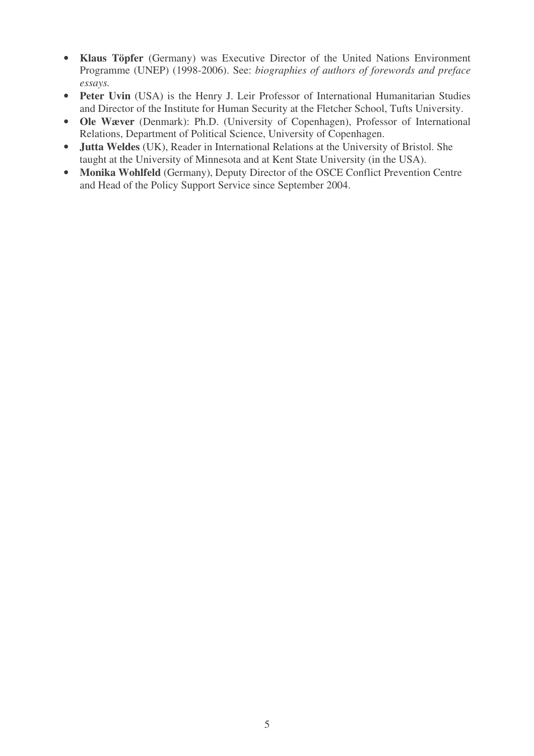- **Klaus Töpfer** (Germany) was Executive Director of the United Nations Environment Programme (UNEP) (1998-2006). See: *biographies of authors of forewords and preface essays.*
- **Peter Uvin** (USA) is the Henry J. Leir Professor of International Humanitarian Studies and Director of the Institute for Human Security at the Fletcher School, Tufts University.
- **Ole Wæver** (Denmark): Ph.D. (University of Copenhagen), Professor of International Relations, Department of Political Science, University of Copenhagen.
- **Jutta Weldes** (UK), Reader in International Relations at the University of Bristol. She taught at the University of Minnesota and at Kent State University (in the USA).
- **Monika Wohlfeld** (Germany), Deputy Director of the OSCE Conflict Prevention Centre and Head of the Policy Support Service since September 2004.